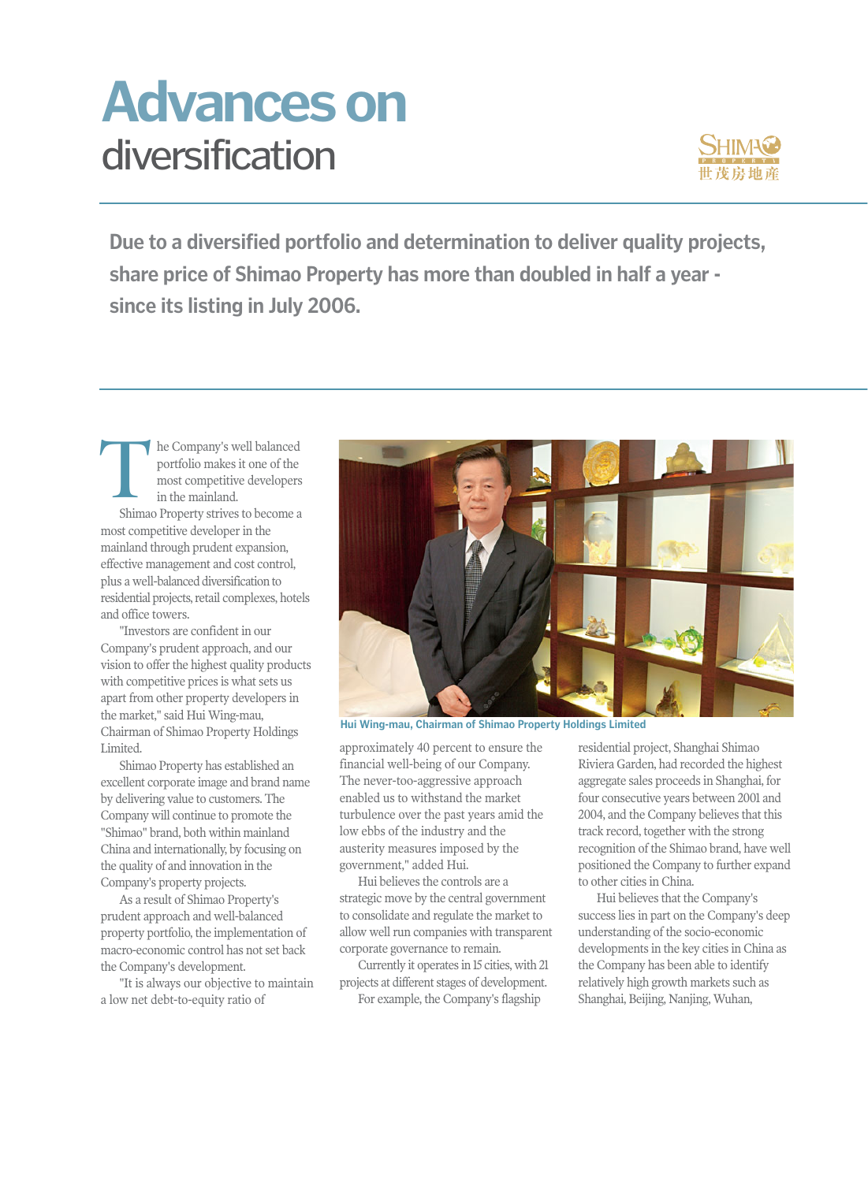# Advances on diversification

**Due to a diversified portfolio and determination to deliver quality projects, share price of Shimao Property has more than doubled in half a year - since its listing in July 2006.**

The Company's well balanced portfolio makes it one of the most competitive developers in the mainland.

Shimao Property strives to become a most competitive developer in the mainland through prudent expansion, effective management and cost control, plus a well-balanced diversification to residential projects, retail complexes, hotels and office towers.

"Investors are confident in our Company's prudent approach, and our vision to offer the highest quality products with competitive prices is what sets us apart from other property developers in the market," said Hui Wing-mau, Chairman of Shimao Property Holdings Limited.

Shimao Property has established an excellent corporate image and brand name by delivering value to customers. The Company will continue to promote the "Shimao" brand, both within mainland China and internationally, by focusing on the quality of and innovation in the Company's property projects.

As a result of Shimao Property's prudent approach and well-balanced property portfolio, the implementation of macro-economic control has not set back the Company's development.

"It is always our objective to maintain a low net debt-to-equity ratio of approximately 40 percent to ensure the financial well-being of our Company. The never-too-aggressive approach enabled us to withstand the market turbulence over the past years amid the low ebbs of the industry and the austerity measures imposed by the government," added Hui.

Hui Wing-mau, Chairman of Shimao Property Holdings Limited

Hui believes the controls are a strategic move by the central government to consolidate and regulate the market to allow well run companies with transparent corporate governance to remain.

Currently it operates in 15 cities, with 21 projects at different stages of development.

For example, the Company's flagship residential project, Shanghai Shimao Riviera Garden, had recorded the highest aggregate sales proceeds in Shanghai, for four consecutive years between 2001 and 2004, and the Company believes that this track record, together with the strong recognition of the Shimao brand, have well positioned the Company to further expand to other cities in China.

Hui believes that the Company's success lies in part on the Company's deep understanding of the socio-economic developments in the key cities in China as the Company has been able to identify relatively high growth markets such as Shanghai, Beijing, Nanjing, Wuhan,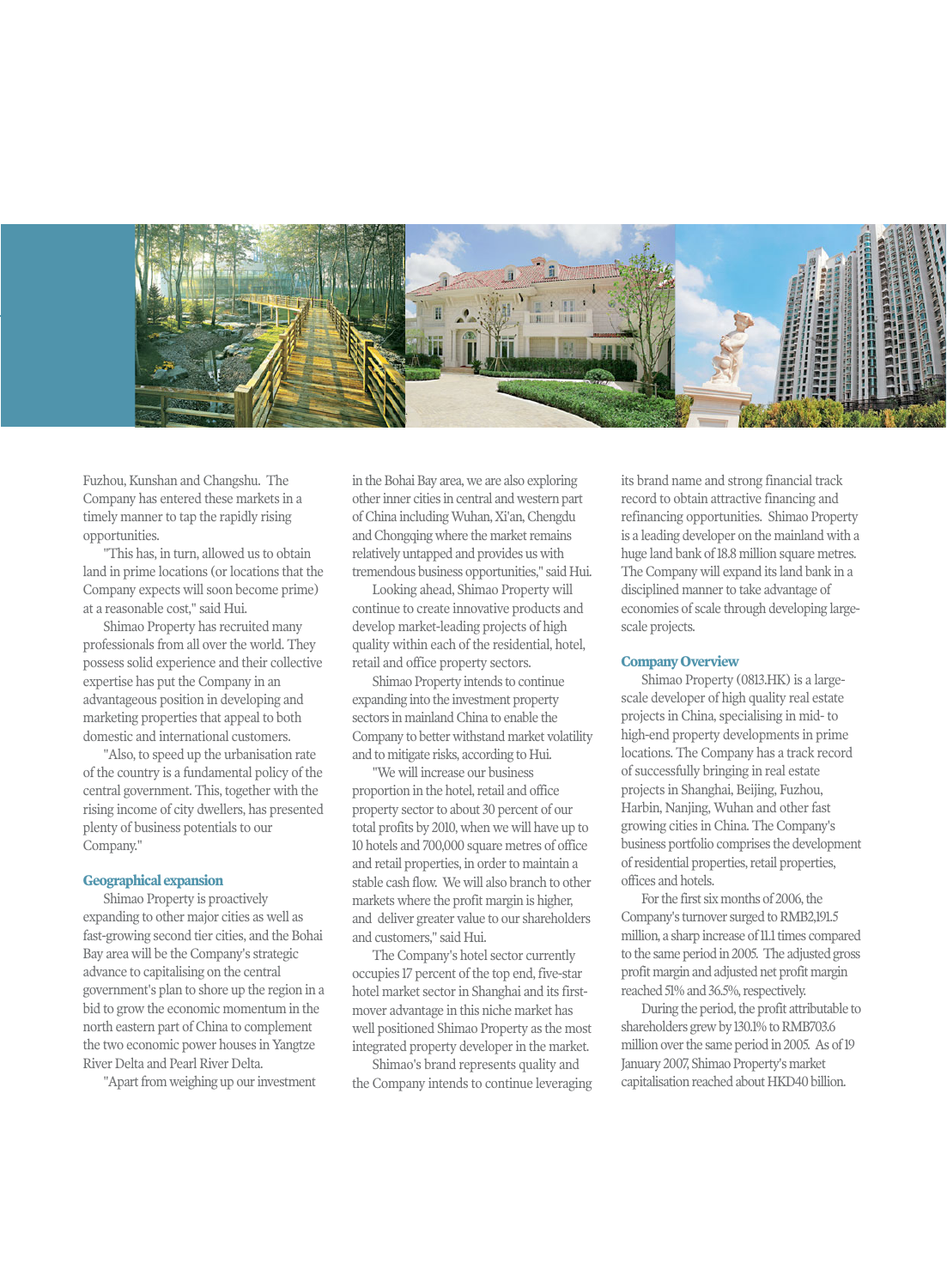Fuzhou, Kunshan and Changshu. The Company has entered these markets in a timely manner to tap the rapidly rising opportunities.

"This has, in turn, allowed us to obtain land in prime locations (or locations that the Company expects will soon become prime) at a reasonable cost," said Hui.

Shimao Property has recruited many professionals from all over the world. They possess solid experience and their collective expertise has put the Company in an advantageous position in developing and marketing properties that appeal to both domestic and international customers.

"Also, to speed up the urbanisation rate of the country is a fundamental policy of the central government. This, together with the rising income of city dwellers, has presented plenty of business potentials to our Company."

## Geographical expansion

Shimao Property is proactively expanding to other major cities as well as fast-growing second tier cities, and the Bohai Bay area will be the Company's strategic advance to capitalising on the central government's plan to shore up the region in a bid to grow the economic momentum in the north eastern part of China to complement the two economic power houses in Yangtze River Delta and Pearl River Delta.

"Apart from weighing up our investment in the Bohai Bay area, we are also exploring other inner cities in central and western part of China including Wuhan, Xi'an, Chengdu and Chongqing where the market remains relatively untapped and provides us with tremendous business opportunities," said Hui.

Looking ahead, Shimao Property will continue to create innovative products and develop market-leading projects of high quality within each of the residential, hotel, retail and office property sectors.

Shimao Property intends to continue expanding into the investment property sectors in mainland China to enable the Company to better withstand market volatility and to mitigate risks, according to Hui.

"We will increase our business proportion in the hotel, retail and office property sector to about 30 percent of our total profits by 2010, when we will have up to 10 hotels and 700,000 square metres of office and retail properties, in order to maintain a stable cash flow. We will also branch to other markets where the profit margin is higher, and deliver greater value to our shareholders and customers," said Hui.

The Company's hotel sector currently occupies 17 percent of the top end, five-star hotel market sector in Shanghai and its first-mover advantage in this niche market has well positioned Shimao Property as the most integrated property developer in the market.

Shimao's brand represents quality and the Company intends to continue leveraging its brand name and strong financial track record to obtain attractive financing and refinancing opportunities. Shimao Property is a leading developer on the mainland with a huge land bank of 18.8 million square metres. The Company will expand its land bank in a disciplined manner to take advantage of economies of scale through developing large-scale projects.

## Company Overview

Shimao Property (0813.HK) is a large-scale developer of high quality real estate projects in China, specialising in mid- to high-end property developments in prime locations. The Company has a track record of successfully bringing in real estate projects in Shanghai, Beijing, Fuzhou, Harbin, Nanjing, Wuhan and other fast growing cities in China. The Company's business portfolio comprises the development of residential properties, retail properties, offices and hotels.

For the first six months of 2006, the Company's turnover surged to RMB2,191.5 million, a sharp increase of 11.1 times compared to the same period in 2005. The adjusted gross profit margin and adjusted net profit margin reached 51% and 36.5%, respectively.

During the period, the profit attributable to shareholders grew by 130.1% to RMB703.6 million over the same period in 2005. As of 19 January 2007, Shimao Property's market capitalisation reached about HKD40 billion.